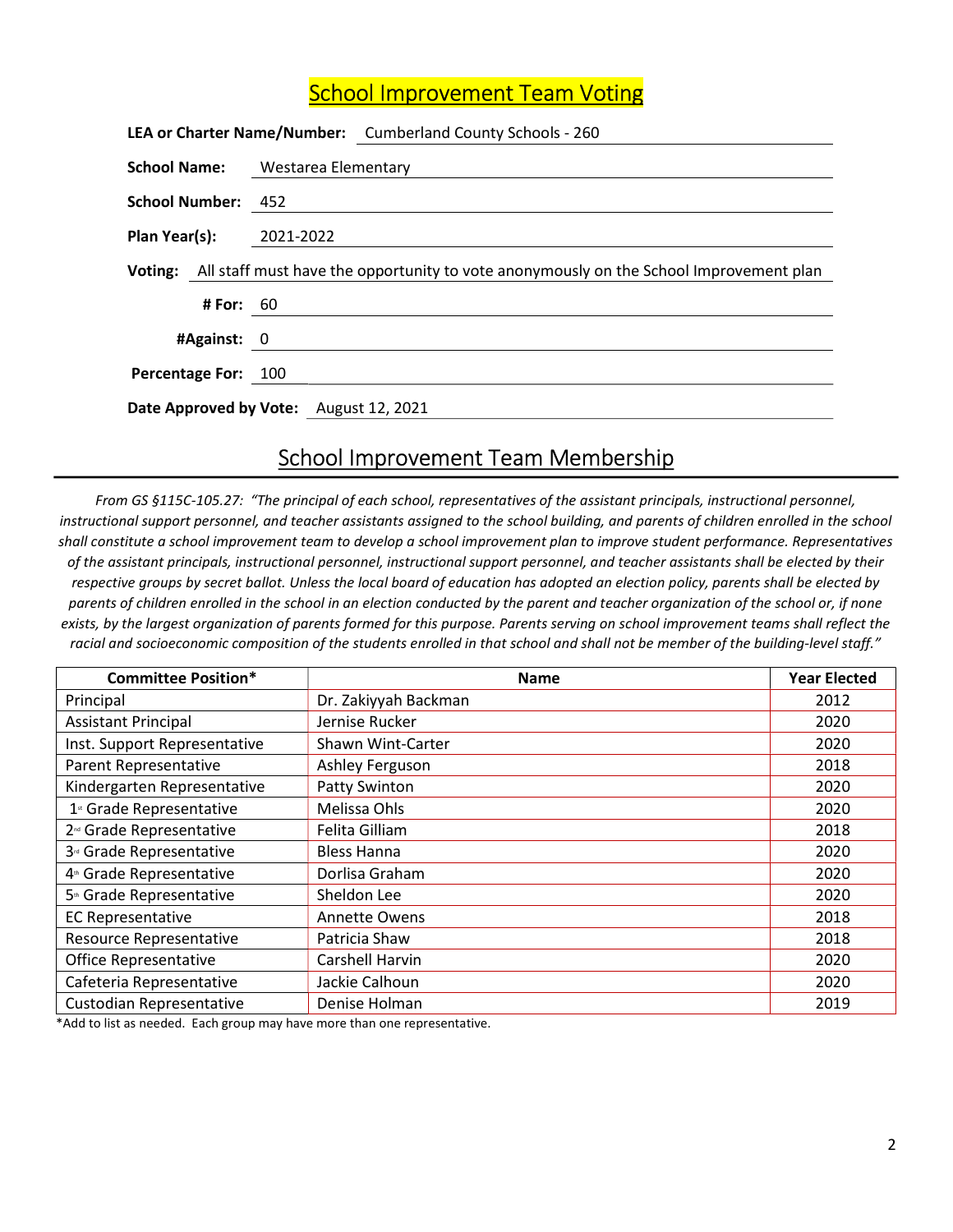# School Improvement Team Voting

**LEA or Charter Name/Number:** Cumberland County Schools - 260

**School Name:** Westarea Elementary

**School Number:** 452

**Plan Year(s):** 2021-2022

**Voting:** All staff must have the opportunity to vote anonymously on the School Improvement plan

**# For:** 60

**#Against:** 0

**Percentage For:** 100

**Date Approved by Vote:** August 12, 2021

## School Improvement Team Membership

*From GS §115C-105.27: "The principal of each school, representatives of the assistant principals, instructional personnel, instructional support personnel, and teacher assistants assigned to the school building, and parents of children enrolled in the school shall constitute a school improvement team to develop a school improvement plan to improve student performance. Representatives of the assistant principals, instructional personnel, instructional support personnel, and teacher assistants shall be elected by their respective groups by secret ballot. Unless the local board of education has adopted an election policy, parents shall be elected by parents of children enrolled in the school in an election conducted by the parent and teacher organization of the school or, if none exists, by the largest organization of parents formed for this purpose. Parents serving on school improvement teams shall reflect the racial and socioeconomic composition of the students enrolled in that school and shall not be member of the building-level staff."*

| Committee Position* | Name | Year Elected |
|---|---|---|
| Principal | Dr. Zakiyyah Backman | 2012 |
| Assistant Principal | Jernise Rucker | 2020 |
| Inst. Support Representative | Shawn Wint-Carter | 2020 |
| Parent Representative | Ashley Ferguson | 2018 |
| Kindergarten Representative | Patty Swinton | 2020 |
| 1st Grade Representative | Melissa Ohls | 2020 |
| 2nd Grade Representative | Felita Gilliam | 2018 |
| 3rd Grade Representative | Bless Hanna | 2020 |
| 4th Grade Representative | Dorlisa Graham | 2020 |
| 5th Grade Representative | Sheldon Lee | 2020 |
| EC Representative | Annette Owens | 2018 |
| Resource Representative | Patricia Shaw | 2018 |
| Office Representative | Carshell Harvin | 2020 |
| Cafeteria Representative | Jackie Calhoun | 2020 |
| Custodian Representative | Denise Holman | 2019 |

*Add to list as needed. Each group may have more than one representative.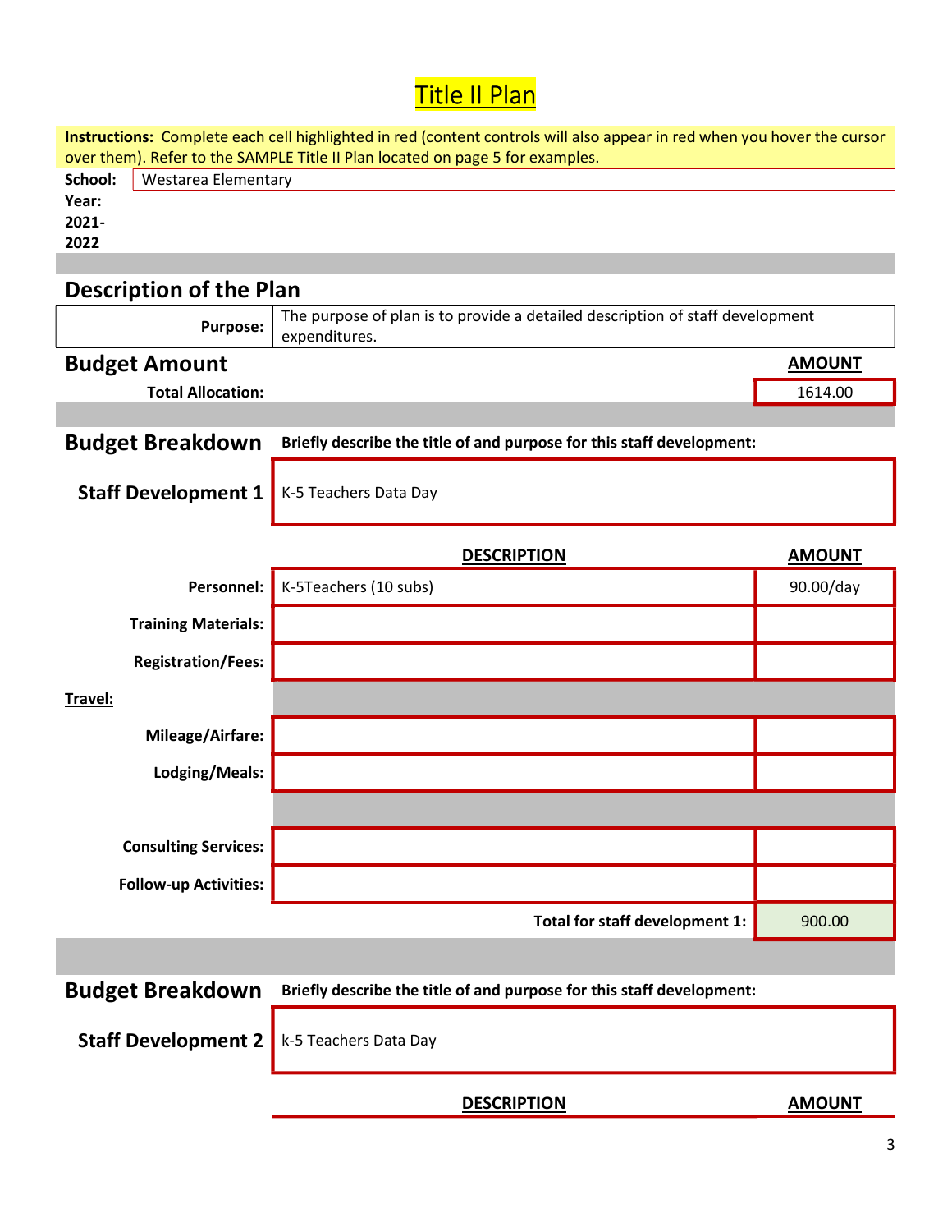# Title II Plan

**Instructions:** Complete each cell highlighted in red (content controls will also appear in red when you hover the cursor over them). Refer to the SAMPLE Title II Plan located on page 5 for examples.

**School:** Westarea Elementary

**Year: 2021-2022**

## Description of the Plan

| | |
|---|---|
| **Purpose:** | The purpose of plan is to provide a detailed description of staff development expenditures. |

## Budget Amount

| | **AMOUNT** |
|---|---|
| **Total Allocation:** | 1614.00 |

## Budget Breakdown

**Briefly describe the title of and purpose for this staff development:**

**Staff Development 1** K-5 Teachers Data Day

| | **DESCRIPTION** | **AMOUNT** |
|---|---|---|
| **Personnel:** | K-5Teachers (10 subs) | 90.00/day |
| **Training Materials:** | | |
| **Registration/Fees:** | | |
| **Travel:** | | |
| **Mileage/Airfare:** | | |
| **Lodging/Meals:** | | |
| **Consulting Services:** | | |
| **Follow-up Activities:** | | |
| | **Total for staff development 1:** | 900.00 |

## Budget Breakdown

**Briefly describe the title of and purpose for this staff development:**

**Staff Development 2** k-5 Teachers Data Day

| **DESCRIPTION** | **AMOUNT** |
|---|---|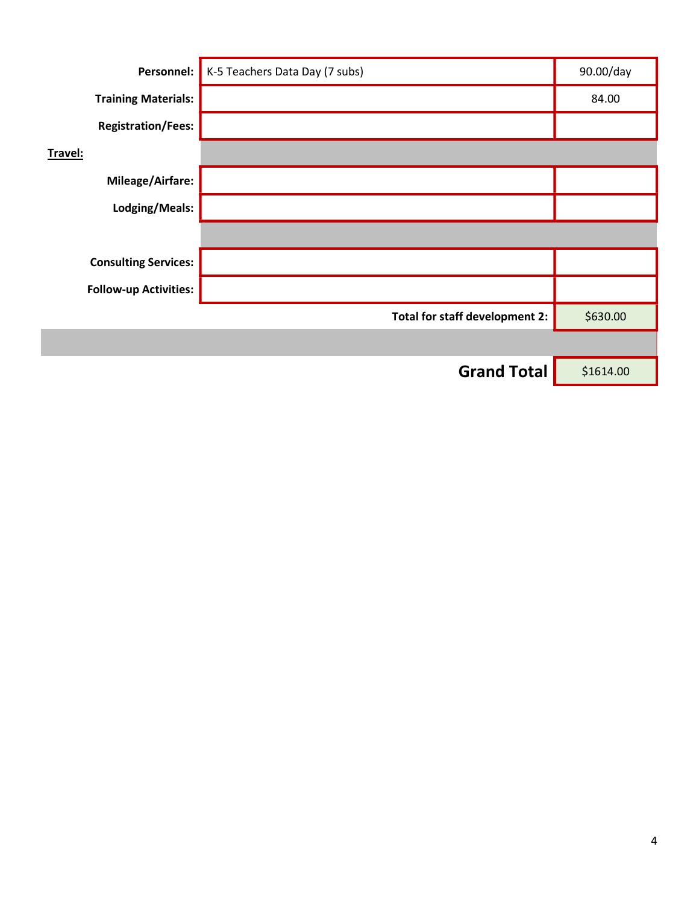| | | |
|---|---|---|
| **Personnel:** | K-5 Teachers Data Day (7 subs) | 90.00/day |
| **Training Materials:** | | 84.00 |
| **Registration/Fees:** | | |
| **Travel:** | | |
| **Mileage/Airfare:** | | |
| **Lodging/Meals:** | | |
| | | |
| **Consulting Services:** | | |
| **Follow-up Activities:** | | |
| | **Total for staff development 2:** | $630.00 |
| | | |
| | **Grand Total** | $1614.00 |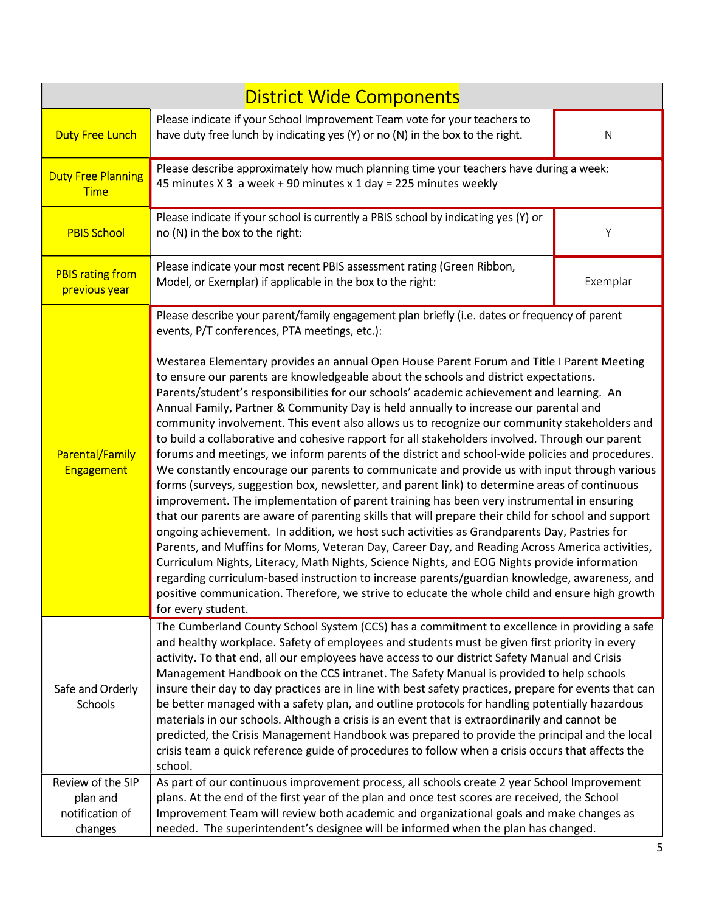| District Wide Components | | |
|---|---|---|
| Duty Free Lunch | Please indicate if your School Improvement Team vote for your teachers to have duty free lunch by indicating yes (Y) or no (N) in the box to the right. | N |
| Duty Free Planning Time | Please describe approximately how much planning time your teachers have during a week: 45 minutes X 3 a week + 90 minutes x 1 day = 225 minutes weekly | |
| PBIS School | Please indicate if your school is currently a PBIS school by indicating yes (Y) or no (N) in the box to the right: | Y |
| PBIS rating from previous year | Please indicate your most recent PBIS assessment rating (Green Ribbon, Model, or Exemplar) if applicable in the box to the right: | Exemplar |
| Parental/Family Engagement | Please describe your parent/family engagement plan briefly (i.e. dates or frequency of parent events, P/T conferences, PTA meetings, etc.):<br><br>Westarea Elementary provides an annual Open House Parent Forum and Title I Parent Meeting to ensure our parents are knowledgeable about the schools and district expectations. Parents/student's responsibilities for our schools' academic achievement and learning. An Annual Family, Partner & Community Day is held annually to increase our parental and community involvement. This event also allows us to recognize our community stakeholders and to build a collaborative and cohesive rapport for all stakeholders involved. Through our parent forums and meetings, we inform parents of the district and school-wide policies and procedures. We constantly encourage our parents to communicate and provide us with input through various forms (surveys, suggestion box, newsletter, and parent link) to determine areas of continuous improvement. The implementation of parent training has been very instrumental in ensuring that our parents are aware of parenting skills that will prepare their child for school and support ongoing achievement. In addition, we host such activities as Grandparents Day, Pastries for Parents, and Muffins for Moms, Veteran Day, Career Day, and Reading Across America activities, Curriculum Nights, Literacy, Math Nights, Science Nights, and EOG Nights provide information regarding curriculum-based instruction to increase parents/guardian knowledge, awareness, and positive communication. Therefore, we strive to educate the whole child and ensure high growth for every student. | |
| Safe and Orderly Schools | The Cumberland County School System (CCS) has a commitment to excellence in providing a safe and healthy workplace. Safety of employees and students must be given first priority in every activity. To that end, all our employees have access to our district Safety Manual and Crisis Management Handbook on the CCS intranet. The Safety Manual is provided to help schools insure their day to day practices are in line with best safety practices, prepare for events that can be better managed with a safety plan, and outline protocols for handling potentially hazardous materials in our schools. Although a crisis is an event that is extraordinarily and cannot be predicted, the Crisis Management Handbook was prepared to provide the principal and the local crisis team a quick reference guide of procedures to follow when a crisis occurs that affects the school. | |
| Review of the SIP plan and notification of changes | As part of our continuous improvement process, all schools create 2 year School Improvement plans. At the end of the first year of the plan and once test scores are received, the School Improvement Team will review both academic and organizational goals and make changes as needed. The superintendent's designee will be informed when the plan has changed. | |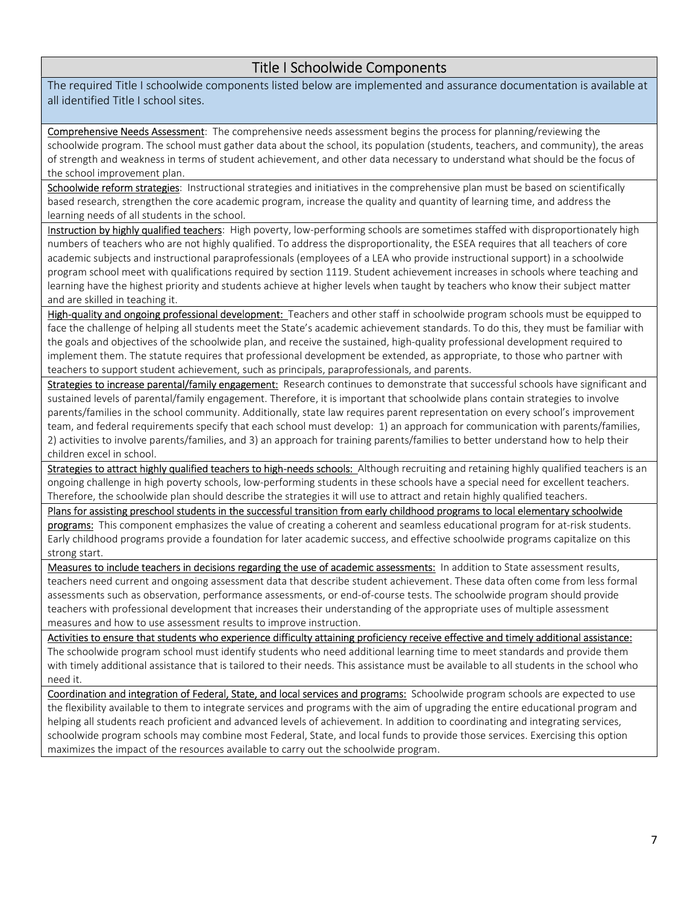## Title I Schoolwide Components

The required Title I schoolwide components listed below are implemented and assurance documentation is available at all identified Title I school sites.

Comprehensive Needs Assessment: The comprehensive needs assessment begins the process for planning/reviewing the schoolwide program. The school must gather data about the school, its population (students, teachers, and community), the areas of strength and weakness in terms of student achievement, and other data necessary to understand what should be the focus of the school improvement plan.

Schoolwide reform strategies: Instructional strategies and initiatives in the comprehensive plan must be based on scientifically based research, strengthen the core academic program, increase the quality and quantity of learning time, and address the learning needs of all students in the school.

Instruction by highly qualified teachers: High poverty, low-performing schools are sometimes staffed with disproportionately high numbers of teachers who are not highly qualified. To address the disproportionality, the ESEA requires that all teachers of core academic subjects and instructional paraprofessionals (employees of a LEA who provide instructional support) in a schoolwide program school meet with qualifications required by section 1119. Student achievement increases in schools where teaching and learning have the highest priority and students achieve at higher levels when taught by teachers who know their subject matter and are skilled in teaching it.

High-quality and ongoing professional development: Teachers and other staff in schoolwide program schools must be equipped to face the challenge of helping all students meet the State's academic achievement standards. To do this, they must be familiar with the goals and objectives of the schoolwide plan, and receive the sustained, high-quality professional development required to implement them. The statute requires that professional development be extended, as appropriate, to those who partner with teachers to support student achievement, such as principals, paraprofessionals, and parents.

Strategies to increase parental/family engagement: Research continues to demonstrate that successful schools have significant and sustained levels of parental/family engagement. Therefore, it is important that schoolwide plans contain strategies to involve parents/families in the school community. Additionally, state law requires parent representation on every school's improvement team, and federal requirements specify that each school must develop: 1) an approach for communication with parents/families, 2) activities to involve parents/families, and 3) an approach for training parents/families to better understand how to help their children excel in school.

Strategies to attract highly qualified teachers to high-needs schools: Although recruiting and retaining highly qualified teachers is an ongoing challenge in high poverty schools, low-performing students in these schools have a special need for excellent teachers. Therefore, the schoolwide plan should describe the strategies it will use to attract and retain highly qualified teachers.

Plans for assisting preschool students in the successful transition from early childhood programs to local elementary schoolwide programs: This component emphasizes the value of creating a coherent and seamless educational program for at-risk students. Early childhood programs provide a foundation for later academic success, and effective schoolwide programs capitalize on this strong start.

Measures to include teachers in decisions regarding the use of academic assessments: In addition to State assessment results, teachers need current and ongoing assessment data that describe student achievement. These data often come from less formal assessments such as observation, performance assessments, or end-of-course tests. The schoolwide program should provide teachers with professional development that increases their understanding of the appropriate uses of multiple assessment measures and how to use assessment results to improve instruction.

Activities to ensure that students who experience difficulty attaining proficiency receive effective and timely additional assistance: The schoolwide program school must identify students who need additional learning time to meet standards and provide them with timely additional assistance that is tailored to their needs. This assistance must be available to all students in the school who need it.

Coordination and integration of Federal, State, and local services and programs: Schoolwide program schools are expected to use the flexibility available to them to integrate services and programs with the aim of upgrading the entire educational program and helping all students reach proficient and advanced levels of achievement. In addition to coordinating and integrating services, schoolwide program schools may combine most Federal, State, and local funds to provide those services. Exercising this option maximizes the impact of the resources available to carry out the schoolwide program.